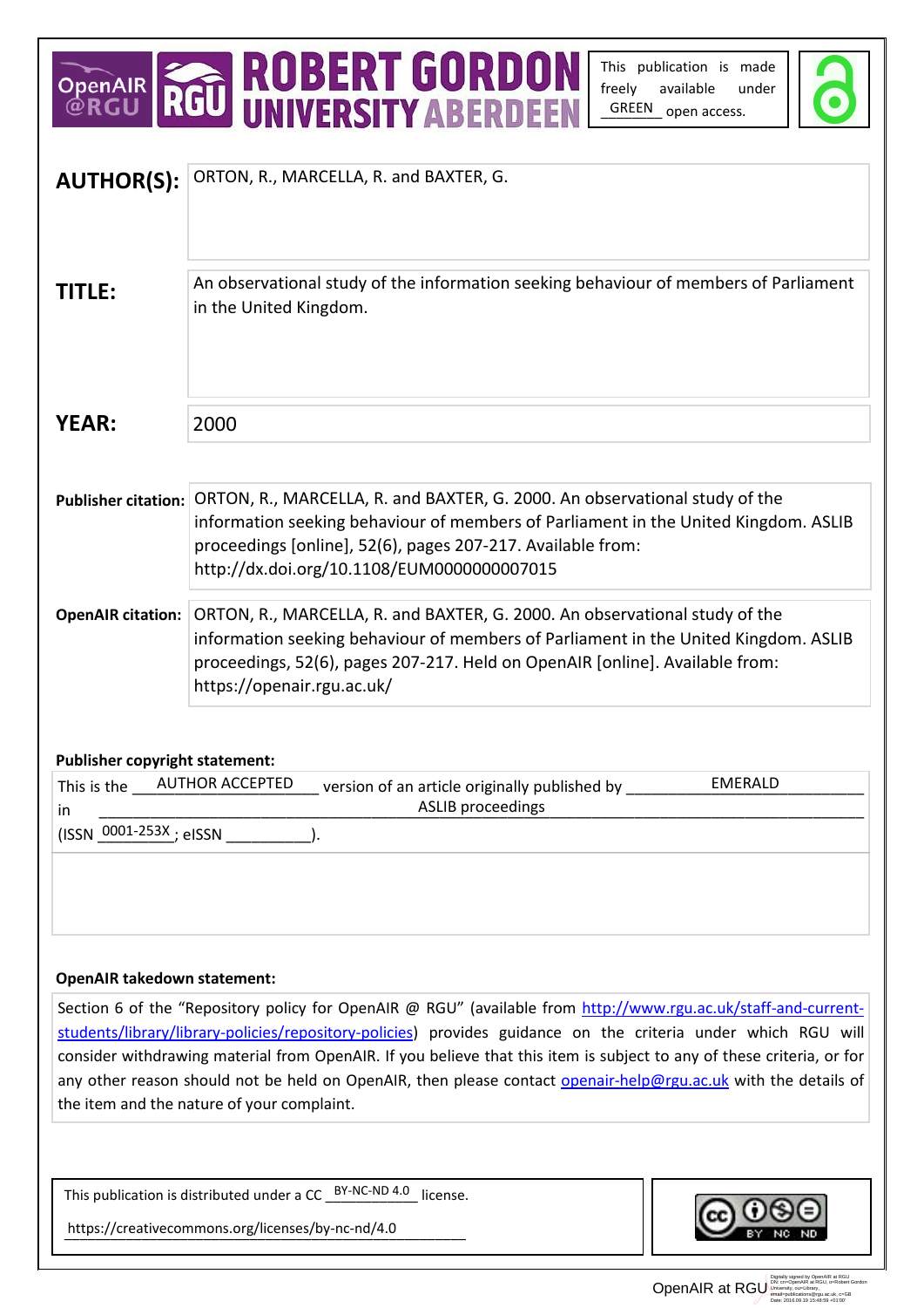This publication is made freely available under GREEN open access.

**AUTHOR(S):** ORTON, R., MARCELLA, R. and BAXTER, G.

**TITLE:** An observational study of the information seeking behaviour of members of Parliament in the United Kingdom.

**YEAR:** 2000

**Publisher citation:** ORTON, R., MARCELLA, R. and BAXTER, G. 2000. An observational study of the information seeking behaviour of members of Parliament in the United Kingdom. ASLIB proceedings [online], 52(6), pages 207-217. Available from: http://dx.doi.org/10.1108/EUM0000000007015

**OpenAIR citation:** ORTON, R., MARCELLA, R. and BAXTER, G. 2000. An observational study of the information seeking behaviour of members of Parliament in the United Kingdom. ASLIB proceedings, 52(6), pages 207-217. Held on OpenAIR [online]. Available from: https://openair.rgu.ac.uk/

**Publisher copyright statement:**

This is the AUTHOR ACCEPTED version of an article originally published by EMERALD in ASLIB proceedings (ISSN 0001-253X; eISSN ).

**OpenAIR takedown statement:**

Section 6 of the "Repository policy for OpenAIR @ RGU" (available from http://www.rgu.ac.uk/staff-and-current-students/library/library-policies/repository-policies) provides guidance on the criteria under which RGU will consider withdrawing material from OpenAIR. If you believe that this item is subject to any of these criteria, or for any other reason should not be held on OpenAIR, then please contact openair-help@rgu.ac.uk with the details of the item and the nature of your complaint.

This publication is distributed under a CC BY-NC-ND 4.0 license.

https://creativecommons.org/licenses/by-nc-nd/4.0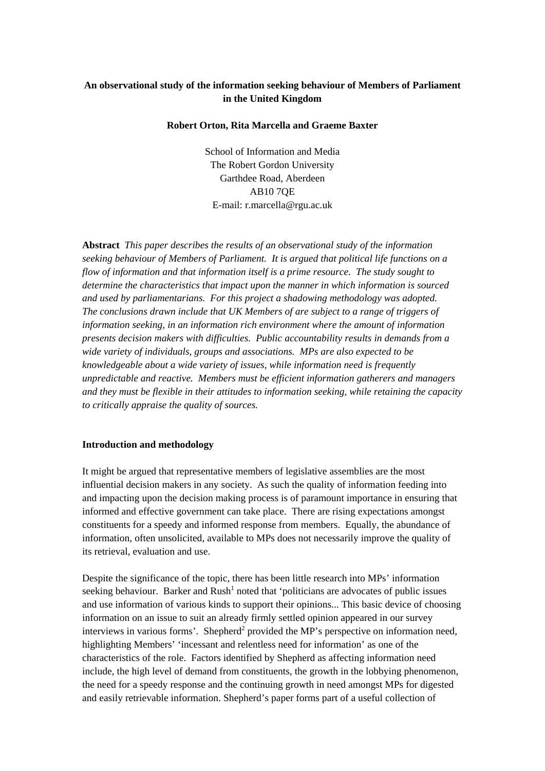**An observational study of the information seeking behaviour of Members of Parliament in the United Kingdom**

**Robert Orton, Rita Marcella and Graeme Baxter**

School of Information and Media
The Robert Gordon University
Garthdee Road, Aberdeen
AB10 7QE
E-mail: r.marcella@rgu.ac.uk

**Abstract** *This paper describes the results of an observational study of the information seeking behaviour of Members of Parliament. It is argued that political life functions on a flow of information and that information itself is a prime resource. The study sought to determine the characteristics that impact upon the manner in which information is sourced and used by parliamentarians. For this project a shadowing methodology was adopted. The conclusions drawn include that UK Members of are subject to a range of triggers of information seeking, in an information rich environment where the amount of information presents decision makers with difficulties. Public accountability results in demands from a wide variety of individuals, groups and associations. MPs are also expected to be knowledgeable about a wide variety of issues, while information need is frequently unpredictable and reactive. Members must be efficient information gatherers and managers and they must be flexible in their attitudes to information seeking, while retaining the capacity to critically appraise the quality of sources.*

## Introduction and methodology

It might be argued that representative members of legislative assemblies are the most influential decision makers in any society. As such the quality of information feeding into and impacting upon the decision making process is of paramount importance in ensuring that informed and effective government can take place. There are rising expectations amongst constituents for a speedy and informed response from members. Equally, the abundance of information, often unsolicited, available to MPs does not necessarily improve the quality of its retrieval, evaluation and use.

Despite the significance of the topic, there has been little research into MPs' information seeking behaviour. Barker and Rush[1] noted that 'politicians are advocates of public issues and use information of various kinds to support their opinions... This basic device of choosing information on an issue to suit an already firmly settled opinion appeared in our survey interviews in various forms'. Shepherd[2] provided the MP's perspective on information need, highlighting Members' 'incessant and relentless need for information' as one of the characteristics of the role. Factors identified by Shepherd as affecting information need include, the high level of demand from constituents, the growth in the lobbying phenomenon, the need for a speedy response and the continuing growth in need amongst MPs for digested and easily retrievable information. Shepherd's paper forms part of a useful collection of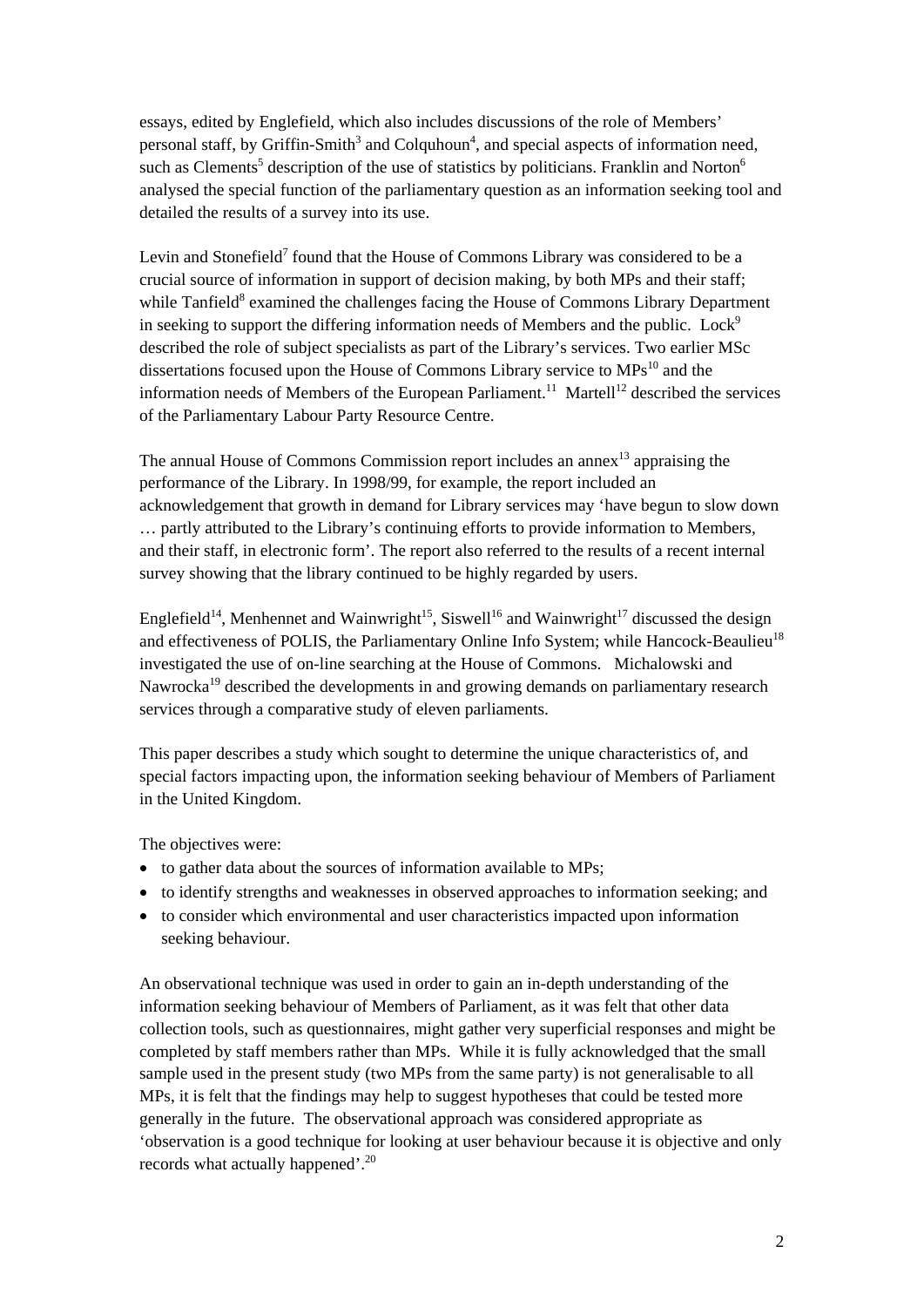essays, edited by Englefield, which also includes discussions of the role of Members' personal staff, by Griffin-Smith[3] and Colquhoun[4], and special aspects of information need, such as Clements[5] description of the use of statistics by politicians. Franklin and Norton[6] analysed the special function of the parliamentary question as an information seeking tool and detailed the results of a survey into its use.

Levin and Stonefield[7] found that the House of Commons Library was considered to be a crucial source of information in support of decision making, by both MPs and their staff; while Tanfield[8] examined the challenges facing the House of Commons Library Department in seeking to support the differing information needs of Members and the public. Lock[9] described the role of subject specialists as part of the Library's services. Two earlier MSc dissertations focused upon the House of Commons Library service to MPs[10] and the information needs of Members of the European Parliament.[11] Martell[12] described the services of the Parliamentary Labour Party Resource Centre.

The annual House of Commons Commission report includes an annex[13] appraising the performance of the Library. In 1998/99, for example, the report included an acknowledgement that growth in demand for Library services may 'have begun to slow down … partly attributed to the Library's continuing efforts to provide information to Members, and their staff, in electronic form'. The report also referred to the results of a recent internal survey showing that the library continued to be highly regarded by users.

Englefield[14], Menhennet and Wainwright[15], Siswell[16] and Wainwright[17] discussed the design and effectiveness of POLIS, the Parliamentary Online Info System; while Hancock-Beaulieu[18] investigated the use of on-line searching at the House of Commons. Michalowski and Nawrocka[19] described the developments in and growing demands on parliamentary research services through a comparative study of eleven parliaments.

This paper describes a study which sought to determine the unique characteristics of, and special factors impacting upon, the information seeking behaviour of Members of Parliament in the United Kingdom.

The objectives were:

- to gather data about the sources of information available to MPs;
- to identify strengths and weaknesses in observed approaches to information seeking; and
- to consider which environmental and user characteristics impacted upon information seeking behaviour.

An observational technique was used in order to gain an in-depth understanding of the information seeking behaviour of Members of Parliament, as it was felt that other data collection tools, such as questionnaires, might gather very superficial responses and might be completed by staff members rather than MPs. While it is fully acknowledged that the small sample used in the present study (two MPs from the same party) is not generalisable to all MPs, it is felt that the findings may help to suggest hypotheses that could be tested more generally in the future. The observational approach was considered appropriate as 'observation is a good technique for looking at user behaviour because it is objective and only records what actually happened'.[20]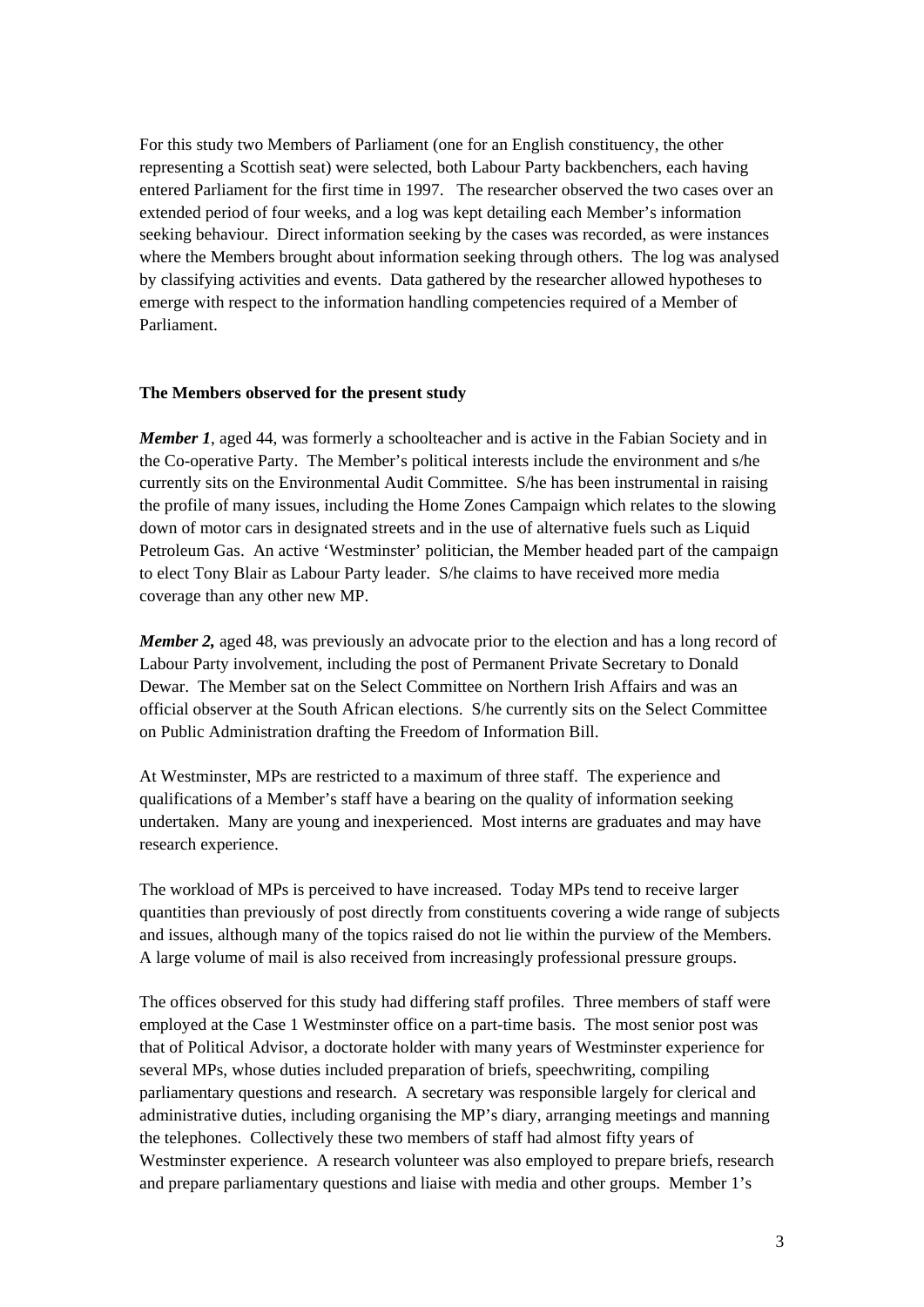For this study two Members of Parliament (one for an English constituency, the other representing a Scottish seat) were selected, both Labour Party backbenchers, each having entered Parliament for the first time in 1997. The researcher observed the two cases over an extended period of four weeks, and a log was kept detailing each Member's information seeking behaviour. Direct information seeking by the cases was recorded, as were instances where the Members brought about information seeking through others. The log was analysed by classifying activities and events. Data gathered by the researcher allowed hypotheses to emerge with respect to the information handling competencies required of a Member of Parliament.

### The Members observed for the present study

***Member 1***, aged 44, was formerly a schoolteacher and is active in the Fabian Society and in the Co-operative Party. The Member's political interests include the environment and s/he currently sits on the Environmental Audit Committee. S/he has been instrumental in raising the profile of many issues, including the Home Zones Campaign which relates to the slowing down of motor cars in designated streets and in the use of alternative fuels such as Liquid Petroleum Gas. An active 'Westminster' politician, the Member headed part of the campaign to elect Tony Blair as Labour Party leader. S/he claims to have received more media coverage than any other new MP.

***Member 2,*** aged 48, was previously an advocate prior to the election and has a long record of Labour Party involvement, including the post of Permanent Private Secretary to Donald Dewar. The Member sat on the Select Committee on Northern Irish Affairs and was an official observer at the South African elections. S/he currently sits on the Select Committee on Public Administration drafting the Freedom of Information Bill.

At Westminster, MPs are restricted to a maximum of three staff. The experience and qualifications of a Member's staff have a bearing on the quality of information seeking undertaken. Many are young and inexperienced. Most interns are graduates and may have research experience.

The workload of MPs is perceived to have increased. Today MPs tend to receive larger quantities than previously of post directly from constituents covering a wide range of subjects and issues, although many of the topics raised do not lie within the purview of the Members. A large volume of mail is also received from increasingly professional pressure groups.

The offices observed for this study had differing staff profiles. Three members of staff were employed at the Case 1 Westminster office on a part-time basis. The most senior post was that of Political Advisor, a doctorate holder with many years of Westminster experience for several MPs, whose duties included preparation of briefs, speechwriting, compiling parliamentary questions and research. A secretary was responsible largely for clerical and administrative duties, including organising the MP's diary, arranging meetings and manning the telephones. Collectively these two members of staff had almost fifty years of Westminster experience. A research volunteer was also employed to prepare briefs, research and prepare parliamentary questions and liaise with media and other groups. Member 1's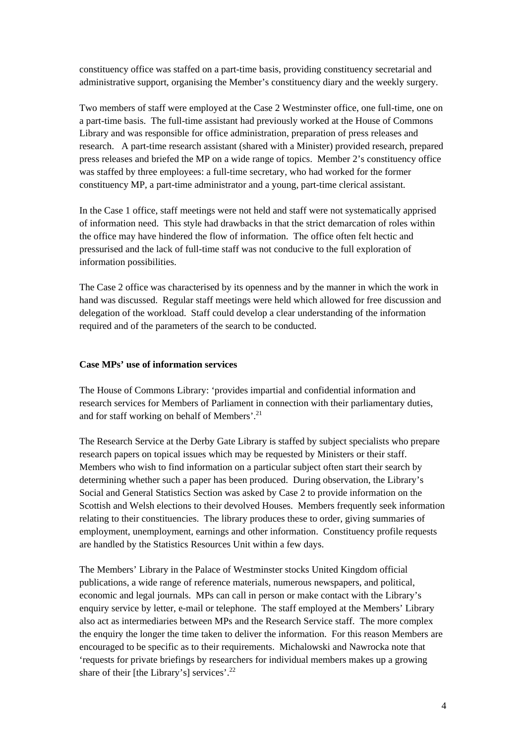constituency office was staffed on a part-time basis, providing constituency secretarial and administrative support, organising the Member's constituency diary and the weekly surgery.

Two members of staff were employed at the Case 2 Westminster office, one full-time, one on a part-time basis. The full-time assistant had previously worked at the House of Commons Library and was responsible for office administration, preparation of press releases and research. A part-time research assistant (shared with a Minister) provided research, prepared press releases and briefed the MP on a wide range of topics. Member 2's constituency office was staffed by three employees: a full-time secretary, who had worked for the former constituency MP, a part-time administrator and a young, part-time clerical assistant.

In the Case 1 office, staff meetings were not held and staff were not systematically apprised of information need. This style had drawbacks in that the strict demarcation of roles within the office may have hindered the flow of information. The office often felt hectic and pressurised and the lack of full-time staff was not conducive to the full exploration of information possibilities.

The Case 2 office was characterised by its openness and by the manner in which the work in hand was discussed. Regular staff meetings were held which allowed for free discussion and delegation of the workload. Staff could develop a clear understanding of the information required and of the parameters of the search to be conducted.

**Case MPs' use of information services**

The House of Commons Library: 'provides impartial and confidential information and research services for Members of Parliament in connection with their parliamentary duties, and for staff working on behalf of Members'.[21]

The Research Service at the Derby Gate Library is staffed by subject specialists who prepare research papers on topical issues which may be requested by Ministers or their staff. Members who wish to find information on a particular subject often start their search by determining whether such a paper has been produced. During observation, the Library's Social and General Statistics Section was asked by Case 2 to provide information on the Scottish and Welsh elections to their devolved Houses. Members frequently seek information relating to their constituencies. The library produces these to order, giving summaries of employment, unemployment, earnings and other information. Constituency profile requests are handled by the Statistics Resources Unit within a few days.

The Members' Library in the Palace of Westminster stocks United Kingdom official publications, a wide range of reference materials, numerous newspapers, and political, economic and legal journals. MPs can call in person or make contact with the Library's enquiry service by letter, e-mail or telephone. The staff employed at the Members' Library also act as intermediaries between MPs and the Research Service staff. The more complex the enquiry the longer the time taken to deliver the information. For this reason Members are encouraged to be specific as to their requirements. Michalowski and Nawrocka note that 'requests for private briefings by researchers for individual members makes up a growing share of their [the Library's] services'.[22]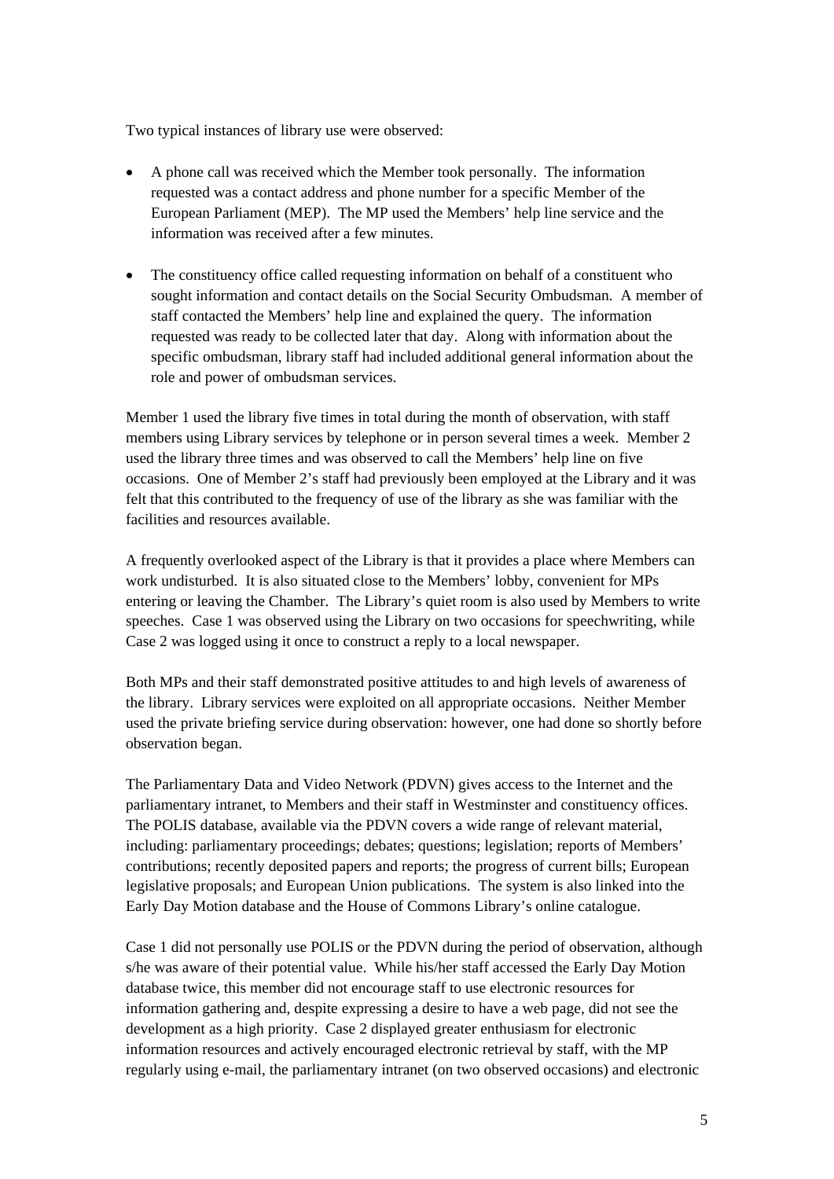Two typical instances of library use were observed:

- A phone call was received which the Member took personally. The information requested was a contact address and phone number for a specific Member of the European Parliament (MEP). The MP used the Members' help line service and the information was received after a few minutes.

- The constituency office called requesting information on behalf of a constituent who sought information and contact details on the Social Security Ombudsman. A member of staff contacted the Members' help line and explained the query. The information requested was ready to be collected later that day. Along with information about the specific ombudsman, library staff had included additional general information about the role and power of ombudsman services.

Member 1 used the library five times in total during the month of observation, with staff members using Library services by telephone or in person several times a week. Member 2 used the library three times and was observed to call the Members' help line on five occasions. One of Member 2's staff had previously been employed at the Library and it was felt that this contributed to the frequency of use of the library as she was familiar with the facilities and resources available.

A frequently overlooked aspect of the Library is that it provides a place where Members can work undisturbed. It is also situated close to the Members' lobby, convenient for MPs entering or leaving the Chamber. The Library's quiet room is also used by Members to write speeches. Case 1 was observed using the Library on two occasions for speechwriting, while Case 2 was logged using it once to construct a reply to a local newspaper.

Both MPs and their staff demonstrated positive attitudes to and high levels of awareness of the library. Library services were exploited on all appropriate occasions. Neither Member used the private briefing service during observation: however, one had done so shortly before observation began.

The Parliamentary Data and Video Network (PDVN) gives access to the Internet and the parliamentary intranet, to Members and their staff in Westminster and constituency offices. The POLIS database, available via the PDVN covers a wide range of relevant material, including: parliamentary proceedings; debates; questions; legislation; reports of Members' contributions; recently deposited papers and reports; the progress of current bills; European legislative proposals; and European Union publications. The system is also linked into the Early Day Motion database and the House of Commons Library's online catalogue.

Case 1 did not personally use POLIS or the PDVN during the period of observation, although s/he was aware of their potential value. While his/her staff accessed the Early Day Motion database twice, this member did not encourage staff to use electronic resources for information gathering and, despite expressing a desire to have a web page, did not see the development as a high priority. Case 2 displayed greater enthusiasm for electronic information resources and actively encouraged electronic retrieval by staff, with the MP regularly using e-mail, the parliamentary intranet (on two observed occasions) and electronic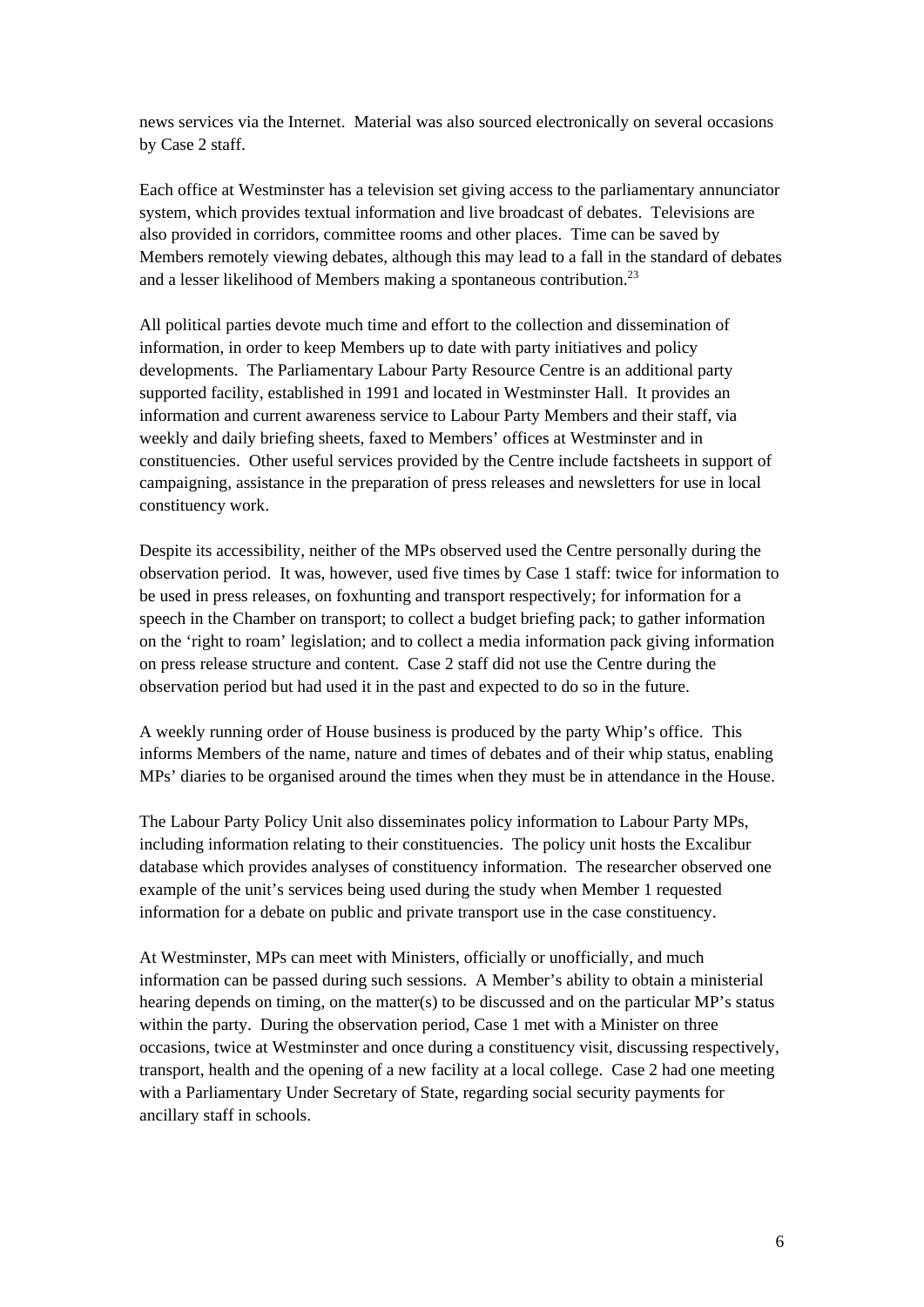news services via the Internet. Material was also sourced electronically on several occasions by Case 2 staff.

Each office at Westminster has a television set giving access to the parliamentary annunciator system, which provides textual information and live broadcast of debates. Televisions are also provided in corridors, committee rooms and other places. Time can be saved by Members remotely viewing debates, although this may lead to a fall in the standard of debates and a lesser likelihood of Members making a spontaneous contribution.[23]

All political parties devote much time and effort to the collection and dissemination of information, in order to keep Members up to date with party initiatives and policy developments. The Parliamentary Labour Party Resource Centre is an additional party supported facility, established in 1991 and located in Westminster Hall. It provides an information and current awareness service to Labour Party Members and their staff, via weekly and daily briefing sheets, faxed to Members' offices at Westminster and in constituencies. Other useful services provided by the Centre include factsheets in support of campaigning, assistance in the preparation of press releases and newsletters for use in local constituency work.

Despite its accessibility, neither of the MPs observed used the Centre personally during the observation period. It was, however, used five times by Case 1 staff: twice for information to be used in press releases, on foxhunting and transport respectively; for information for a speech in the Chamber on transport; to collect a budget briefing pack; to gather information on the 'right to roam' legislation; and to collect a media information pack giving information on press release structure and content. Case 2 staff did not use the Centre during the observation period but had used it in the past and expected to do so in the future.

A weekly running order of House business is produced by the party Whip's office. This informs Members of the name, nature and times of debates and of their whip status, enabling MPs' diaries to be organised around the times when they must be in attendance in the House.

The Labour Party Policy Unit also disseminates policy information to Labour Party MPs, including information relating to their constituencies. The policy unit hosts the Excalibur database which provides analyses of constituency information. The researcher observed one example of the unit's services being used during the study when Member 1 requested information for a debate on public and private transport use in the case constituency.

At Westminster, MPs can meet with Ministers, officially or unofficially, and much information can be passed during such sessions. A Member's ability to obtain a ministerial hearing depends on timing, on the matter(s) to be discussed and on the particular MP's status within the party. During the observation period, Case 1 met with a Minister on three occasions, twice at Westminster and once during a constituency visit, discussing respectively, transport, health and the opening of a new facility at a local college. Case 2 had one meeting with a Parliamentary Under Secretary of State, regarding social security payments for ancillary staff in schools.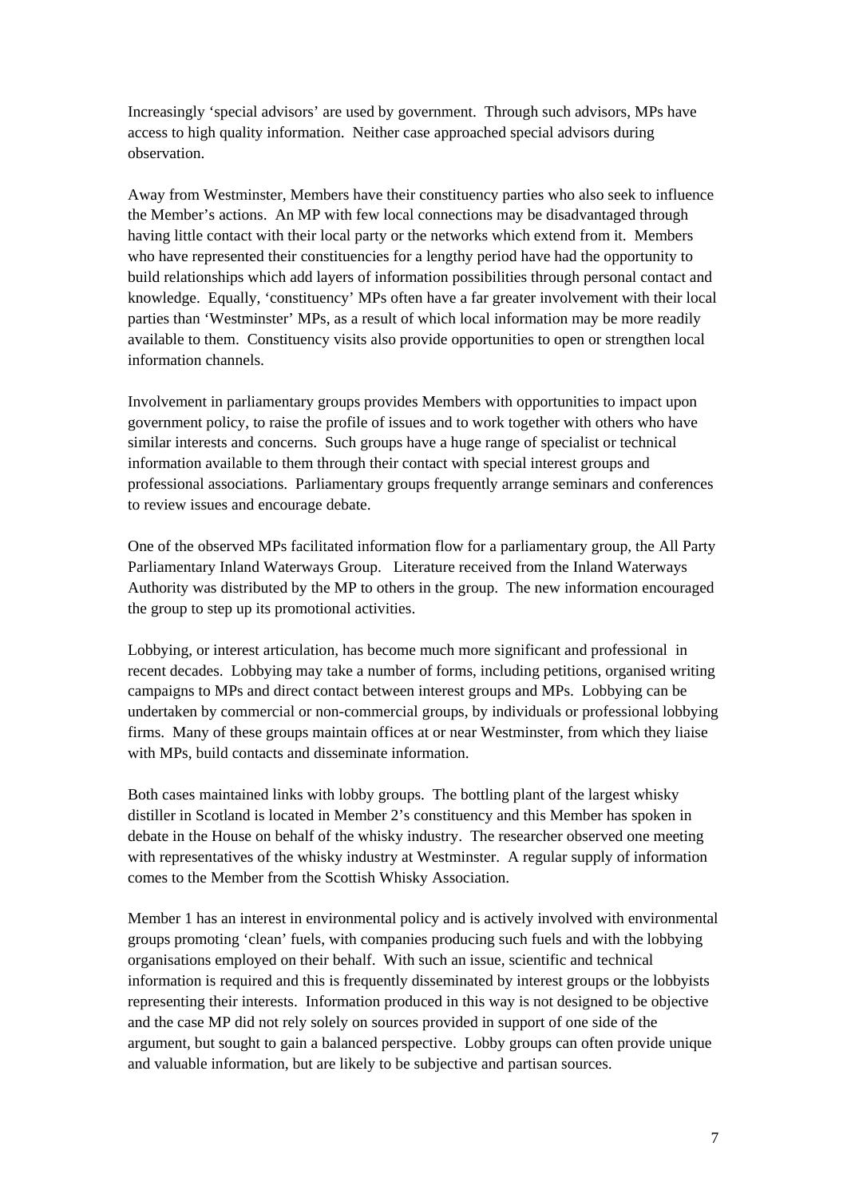Increasingly 'special advisors' are used by government. Through such advisors, MPs have access to high quality information. Neither case approached special advisors during observation.

Away from Westminster, Members have their constituency parties who also seek to influence the Member's actions. An MP with few local connections may be disadvantaged through having little contact with their local party or the networks which extend from it. Members who have represented their constituencies for a lengthy period have had the opportunity to build relationships which add layers of information possibilities through personal contact and knowledge. Equally, 'constituency' MPs often have a far greater involvement with their local parties than 'Westminster' MPs, as a result of which local information may be more readily available to them. Constituency visits also provide opportunities to open or strengthen local information channels.

Involvement in parliamentary groups provides Members with opportunities to impact upon government policy, to raise the profile of issues and to work together with others who have similar interests and concerns. Such groups have a huge range of specialist or technical information available to them through their contact with special interest groups and professional associations. Parliamentary groups frequently arrange seminars and conferences to review issues and encourage debate.

One of the observed MPs facilitated information flow for a parliamentary group, the All Party Parliamentary Inland Waterways Group. Literature received from the Inland Waterways Authority was distributed by the MP to others in the group. The new information encouraged the group to step up its promotional activities.

Lobbying, or interest articulation, has become much more significant and professional in recent decades. Lobbying may take a number of forms, including petitions, organised writing campaigns to MPs and direct contact between interest groups and MPs. Lobbying can be undertaken by commercial or non-commercial groups, by individuals or professional lobbying firms. Many of these groups maintain offices at or near Westminster, from which they liaise with MPs, build contacts and disseminate information.

Both cases maintained links with lobby groups. The bottling plant of the largest whisky distiller in Scotland is located in Member 2's constituency and this Member has spoken in debate in the House on behalf of the whisky industry. The researcher observed one meeting with representatives of the whisky industry at Westminster. A regular supply of information comes to the Member from the Scottish Whisky Association.

Member 1 has an interest in environmental policy and is actively involved with environmental groups promoting 'clean' fuels, with companies producing such fuels and with the lobbying organisations employed on their behalf. With such an issue, scientific and technical information is required and this is frequently disseminated by interest groups or the lobbyists representing their interests. Information produced in this way is not designed to be objective and the case MP did not rely solely on sources provided in support of one side of the argument, but sought to gain a balanced perspective. Lobby groups can often provide unique and valuable information, but are likely to be subjective and partisan sources.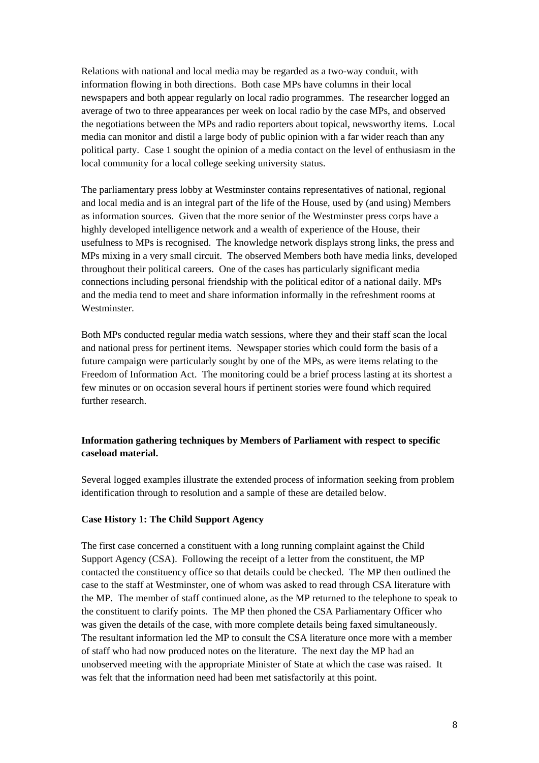Relations with national and local media may be regarded as a two-way conduit, with information flowing in both directions. Both case MPs have columns in their local newspapers and both appear regularly on local radio programmes. The researcher logged an average of two to three appearances per week on local radio by the case MPs, and observed the negotiations between the MPs and radio reporters about topical, newsworthy items. Local media can monitor and distil a large body of public opinion with a far wider reach than any political party. Case 1 sought the opinion of a media contact on the level of enthusiasm in the local community for a local college seeking university status.

The parliamentary press lobby at Westminster contains representatives of national, regional and local media and is an integral part of the life of the House, used by (and using) Members as information sources. Given that the more senior of the Westminster press corps have a highly developed intelligence network and a wealth of experience of the House, their usefulness to MPs is recognised. The knowledge network displays strong links, the press and MPs mixing in a very small circuit. The observed Members both have media links, developed throughout their political careers. One of the cases has particularly significant media connections including personal friendship with the political editor of a national daily. MPs and the media tend to meet and share information informally in the refreshment rooms at Westminster.

Both MPs conducted regular media watch sessions, where they and their staff scan the local and national press for pertinent items. Newspaper stories which could form the basis of a future campaign were particularly sought by one of the MPs, as were items relating to the Freedom of Information Act. The monitoring could be a brief process lasting at its shortest a few minutes or on occasion several hours if pertinent stories were found which required further research.

**Information gathering techniques by Members of Parliament with respect to specific caseload material.**

Several logged examples illustrate the extended process of information seeking from problem identification through to resolution and a sample of these are detailed below.

**Case History 1: The Child Support Agency**

The first case concerned a constituent with a long running complaint against the Child Support Agency (CSA). Following the receipt of a letter from the constituent, the MP contacted the constituency office so that details could be checked. The MP then outlined the case to the staff at Westminster, one of whom was asked to read through CSA literature with the MP. The member of staff continued alone, as the MP returned to the telephone to speak to the constituent to clarify points. The MP then phoned the CSA Parliamentary Officer who was given the details of the case, with more complete details being faxed simultaneously. The resultant information led the MP to consult the CSA literature once more with a member of staff who had now produced notes on the literature. The next day the MP had an unobserved meeting with the appropriate Minister of State at which the case was raised. It was felt that the information need had been met satisfactorily at this point.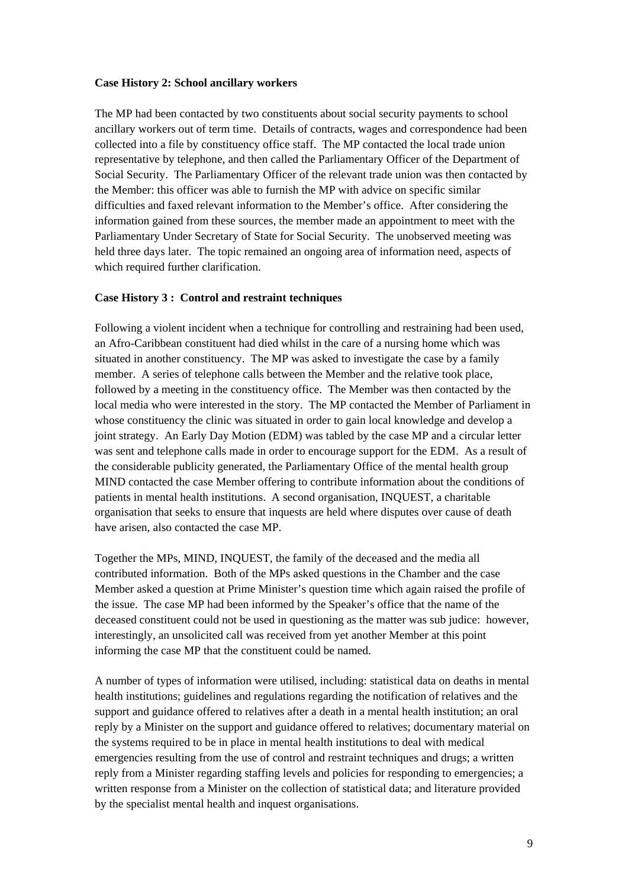**Case History 2: School ancillary workers**

The MP had been contacted by two constituents about social security payments to school ancillary workers out of term time. Details of contracts, wages and correspondence had been collected into a file by constituency office staff. The MP contacted the local trade union representative by telephone, and then called the Parliamentary Officer of the Department of Social Security. The Parliamentary Officer of the relevant trade union was then contacted by the Member: this officer was able to furnish the MP with advice on specific similar difficulties and faxed relevant information to the Member's office. After considering the information gained from these sources, the member made an appointment to meet with the Parliamentary Under Secretary of State for Social Security. The unobserved meeting was held three days later. The topic remained an ongoing area of information need, aspects of which required further clarification.

**Case History 3 : Control and restraint techniques**

Following a violent incident when a technique for controlling and restraining had been used, an Afro-Caribbean constituent had died whilst in the care of a nursing home which was situated in another constituency. The MP was asked to investigate the case by a family member. A series of telephone calls between the Member and the relative took place, followed by a meeting in the constituency office. The Member was then contacted by the local media who were interested in the story. The MP contacted the Member of Parliament in whose constituency the clinic was situated in order to gain local knowledge and develop a joint strategy. An Early Day Motion (EDM) was tabled by the case MP and a circular letter was sent and telephone calls made in order to encourage support for the EDM. As a result of the considerable publicity generated, the Parliamentary Office of the mental health group MIND contacted the case Member offering to contribute information about the conditions of patients in mental health institutions. A second organisation, INQUEST, a charitable organisation that seeks to ensure that inquests are held where disputes over cause of death have arisen, also contacted the case MP.

Together the MPs, MIND, INQUEST, the family of the deceased and the media all contributed information. Both of the MPs asked questions in the Chamber and the case Member asked a question at Prime Minister's question time which again raised the profile of the issue. The case MP had been informed by the Speaker's office that the name of the deceased constituent could not be used in questioning as the matter was sub judice: however, interestingly, an unsolicited call was received from yet another Member at this point informing the case MP that the constituent could be named.

A number of types of information were utilised, including: statistical data on deaths in mental health institutions; guidelines and regulations regarding the notification of relatives and the support and guidance offered to relatives after a death in a mental health institution; an oral reply by a Minister on the support and guidance offered to relatives; documentary material on the systems required to be in place in mental health institutions to deal with medical emergencies resulting from the use of control and restraint techniques and drugs; a written reply from a Minister regarding staffing levels and policies for responding to emergencies; a written response from a Minister on the collection of statistical data; and literature provided by the specialist mental health and inquest organisations.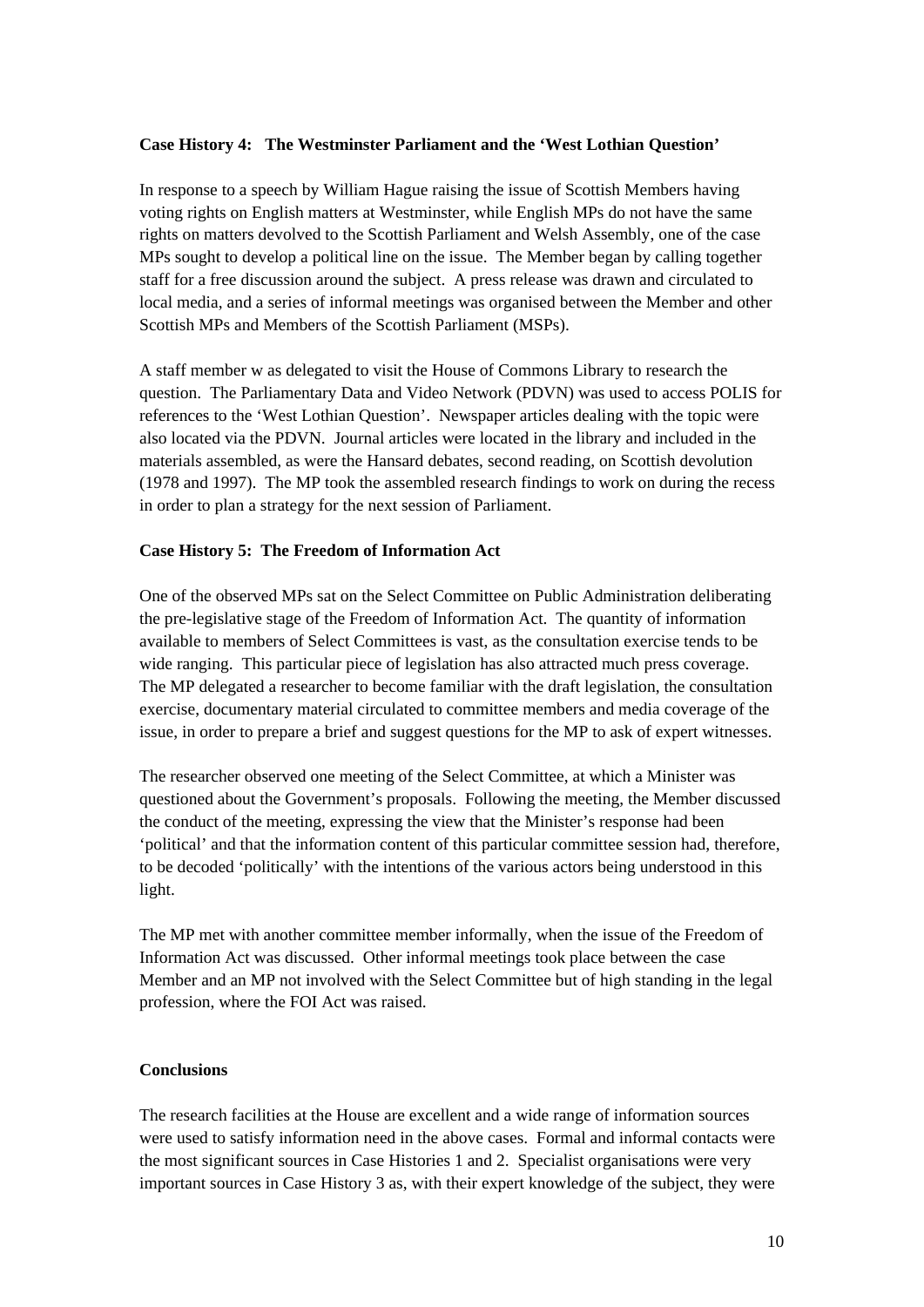**Case History 4: The Westminster Parliament and the 'West Lothian Question'**

In response to a speech by William Hague raising the issue of Scottish Members having voting rights on English matters at Westminster, while English MPs do not have the same rights on matters devolved to the Scottish Parliament and Welsh Assembly, one of the case MPs sought to develop a political line on the issue. The Member began by calling together staff for a free discussion around the subject. A press release was drawn and circulated to local media, and a series of informal meetings was organised between the Member and other Scottish MPs and Members of the Scottish Parliament (MSPs).

A staff member w as delegated to visit the House of Commons Library to research the question. The Parliamentary Data and Video Network (PDVN) was used to access POLIS for references to the 'West Lothian Question'. Newspaper articles dealing with the topic were also located via the PDVN. Journal articles were located in the library and included in the materials assembled, as were the Hansard debates, second reading, on Scottish devolution (1978 and 1997). The MP took the assembled research findings to work on during the recess in order to plan a strategy for the next session of Parliament.

**Case History 5: The Freedom of Information Act**

One of the observed MPs sat on the Select Committee on Public Administration deliberating the pre-legislative stage of the Freedom of Information Act. The quantity of information available to members of Select Committees is vast, as the consultation exercise tends to be wide ranging. This particular piece of legislation has also attracted much press coverage. The MP delegated a researcher to become familiar with the draft legislation, the consultation exercise, documentary material circulated to committee members and media coverage of the issue, in order to prepare a brief and suggest questions for the MP to ask of expert witnesses.

The researcher observed one meeting of the Select Committee, at which a Minister was questioned about the Government's proposals. Following the meeting, the Member discussed the conduct of the meeting, expressing the view that the Minister's response had been 'political' and that the information content of this particular committee session had, therefore, to be decoded 'politically' with the intentions of the various actors being understood in this light.

The MP met with another committee member informally, when the issue of the Freedom of Information Act was discussed. Other informal meetings took place between the case Member and an MP not involved with the Select Committee but of high standing in the legal profession, where the FOI Act was raised.

**Conclusions**

The research facilities at the House are excellent and a wide range of information sources were used to satisfy information need in the above cases. Formal and informal contacts were the most significant sources in Case Histories 1 and 2. Specialist organisations were very important sources in Case History 3 as, with their expert knowledge of the subject, they were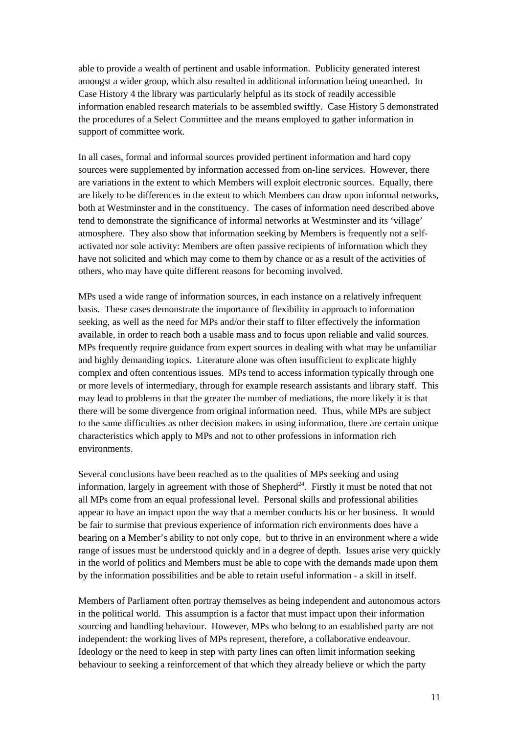able to provide a wealth of pertinent and usable information. Publicity generated interest amongst a wider group, which also resulted in additional information being unearthed. In Case History 4 the library was particularly helpful as its stock of readily accessible information enabled research materials to be assembled swiftly. Case History 5 demonstrated the procedures of a Select Committee and the means employed to gather information in support of committee work.

In all cases, formal and informal sources provided pertinent information and hard copy sources were supplemented by information accessed from on-line services. However, there are variations in the extent to which Members will exploit electronic sources. Equally, there are likely to be differences in the extent to which Members can draw upon informal networks, both at Westminster and in the constituency. The cases of information need described above tend to demonstrate the significance of informal networks at Westminster and its 'village' atmosphere. They also show that information seeking by Members is frequently not a self-activated nor sole activity: Members are often passive recipients of information which they have not solicited and which may come to them by chance or as a result of the activities of others, who may have quite different reasons for becoming involved.

MPs used a wide range of information sources, in each instance on a relatively infrequent basis. These cases demonstrate the importance of flexibility in approach to information seeking, as well as the need for MPs and/or their staff to filter effectively the information available, in order to reach both a usable mass and to focus upon reliable and valid sources. MPs frequently require guidance from expert sources in dealing with what may be unfamiliar and highly demanding topics. Literature alone was often insufficient to explicate highly complex and often contentious issues. MPs tend to access information typically through one or more levels of intermediary, through for example research assistants and library staff. This may lead to problems in that the greater the number of mediations, the more likely it is that there will be some divergence from original information need. Thus, while MPs are subject to the same difficulties as other decision makers in using information, there are certain unique characteristics which apply to MPs and not to other professions in information rich environments.

Several conclusions have been reached as to the qualities of MPs seeking and using information, largely in agreement with those of Shepherd[24]. Firstly it must be noted that not all MPs come from an equal professional level. Personal skills and professional abilities appear to have an impact upon the way that a member conducts his or her business. It would be fair to surmise that previous experience of information rich environments does have a bearing on a Member's ability to not only cope, but to thrive in an environment where a wide range of issues must be understood quickly and in a degree of depth. Issues arise very quickly in the world of politics and Members must be able to cope with the demands made upon them by the information possibilities and be able to retain useful information - a skill in itself.

Members of Parliament often portray themselves as being independent and autonomous actors in the political world. This assumption is a factor that must impact upon their information sourcing and handling behaviour. However, MPs who belong to an established party are not independent: the working lives of MPs represent, therefore, a collaborative endeavour. Ideology or the need to keep in step with party lines can often limit information seeking behaviour to seeking a reinforcement of that which they already believe or which the party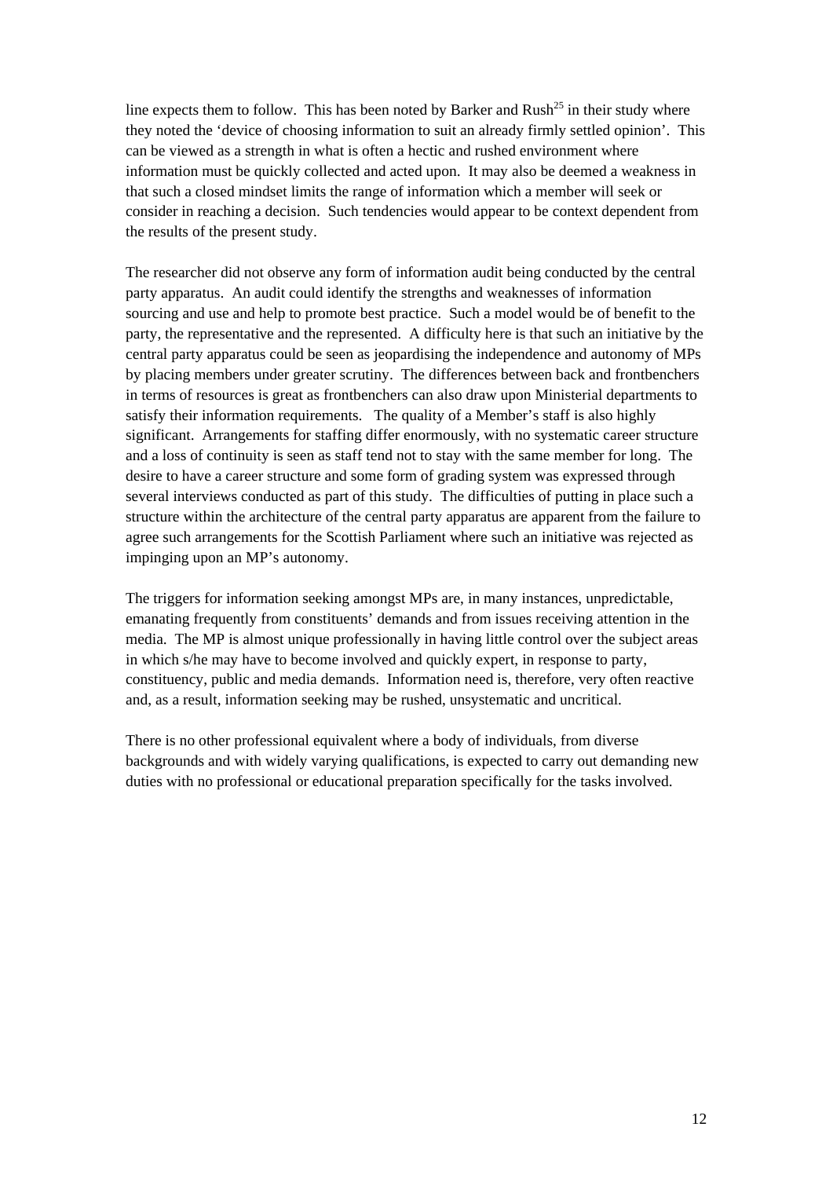line expects them to follow. This has been noted by Barker and Rush[25] in their study where they noted the 'device of choosing information to suit an already firmly settled opinion'. This can be viewed as a strength in what is often a hectic and rushed environment where information must be quickly collected and acted upon. It may also be deemed a weakness in that such a closed mindset limits the range of information which a member will seek or consider in reaching a decision. Such tendencies would appear to be context dependent from the results of the present study.

The researcher did not observe any form of information audit being conducted by the central party apparatus. An audit could identify the strengths and weaknesses of information sourcing and use and help to promote best practice. Such a model would be of benefit to the party, the representative and the represented. A difficulty here is that such an initiative by the central party apparatus could be seen as jeopardising the independence and autonomy of MPs by placing members under greater scrutiny. The differences between back and frontbenchers in terms of resources is great as frontbenchers can also draw upon Ministerial departments to satisfy their information requirements. The quality of a Member's staff is also highly significant. Arrangements for staffing differ enormously, with no systematic career structure and a loss of continuity is seen as staff tend not to stay with the same member for long. The desire to have a career structure and some form of grading system was expressed through several interviews conducted as part of this study. The difficulties of putting in place such a structure within the architecture of the central party apparatus are apparent from the failure to agree such arrangements for the Scottish Parliament where such an initiative was rejected as impinging upon an MP's autonomy.

The triggers for information seeking amongst MPs are, in many instances, unpredictable, emanating frequently from constituents' demands and from issues receiving attention in the media. The MP is almost unique professionally in having little control over the subject areas in which s/he may have to become involved and quickly expert, in response to party, constituency, public and media demands. Information need is, therefore, very often reactive and, as a result, information seeking may be rushed, unsystematic and uncritical.

There is no other professional equivalent where a body of individuals, from diverse backgrounds and with widely varying qualifications, is expected to carry out demanding new duties with no professional or educational preparation specifically for the tasks involved.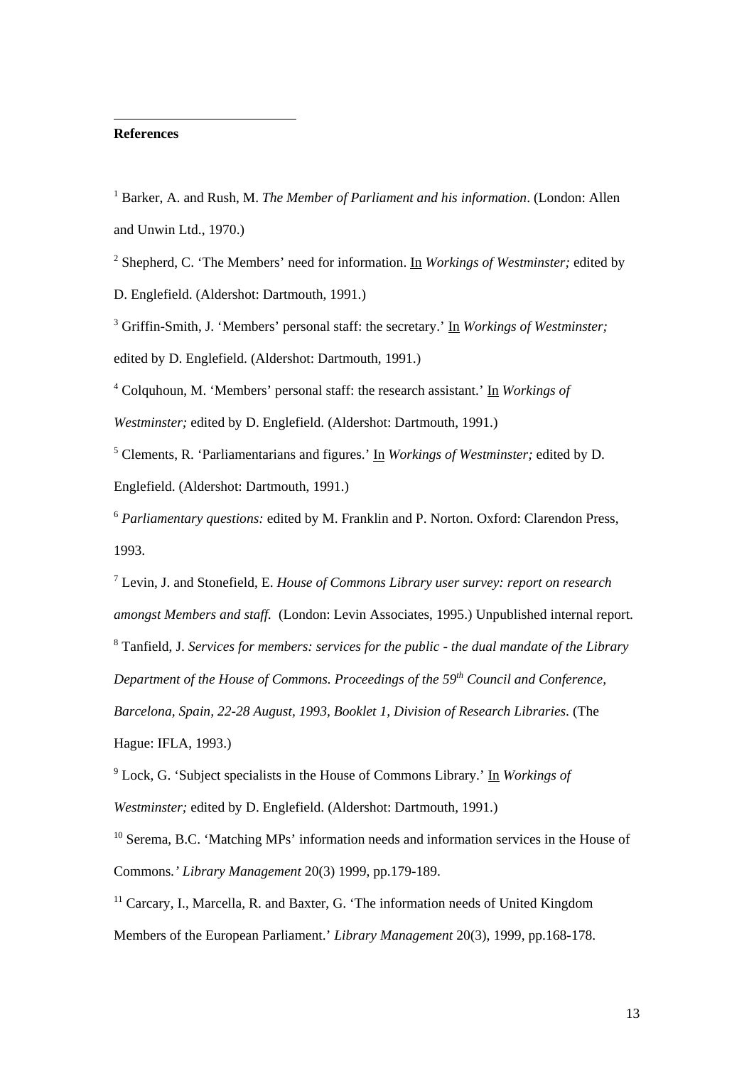**References**

[1] Barker, A. and Rush, M. *The Member of Parliament and his information*. (London: Allen and Unwin Ltd., 1970.)

[2] Shepherd, C. 'The Members' need for information. In *Workings of Westminster;* edited by D. Englefield. (Aldershot: Dartmouth, 1991.)

[3] Griffin-Smith, J. 'Members' personal staff: the secretary.' In *Workings of Westminster;* edited by D. Englefield. (Aldershot: Dartmouth, 1991.)

[4] Colquhoun, M. 'Members' personal staff: the research assistant.' In *Workings of Westminster;* edited by D. Englefield. (Aldershot: Dartmouth, 1991.)

[5] Clements, R. 'Parliamentarians and figures.' In *Workings of Westminster;* edited by D. Englefield. (Aldershot: Dartmouth, 1991.)

[6] *Parliamentary questions:* edited by M. Franklin and P. Norton. Oxford: Clarendon Press, 1993.

[7] Levin, J. and Stonefield, E. *House of Commons Library user survey: report on research amongst Members and staff.* (London: Levin Associates, 1995.) Unpublished internal report.

[8] Tanfield, J. *Services for members: services for the public - the dual mandate of the Library Department of the House of Commons. Proceedings of the 59th Council and Conference, Barcelona, Spain, 22-28 August, 1993, Booklet 1, Division of Research Libraries.* (The Hague: IFLA, 1993.)

[9] Lock, G. 'Subject specialists in the House of Commons Library.' In *Workings of Westminster;* edited by D. Englefield. (Aldershot: Dartmouth, 1991.)

[10] Serema, B.C. 'Matching MPs' information needs and information services in the House of Commons.' *Library Management* 20(3) 1999, pp.179-189.

[11] Carcary, I., Marcella, R. and Baxter, G. 'The information needs of United Kingdom Members of the European Parliament.' *Library Management* 20(3), 1999, pp.168-178.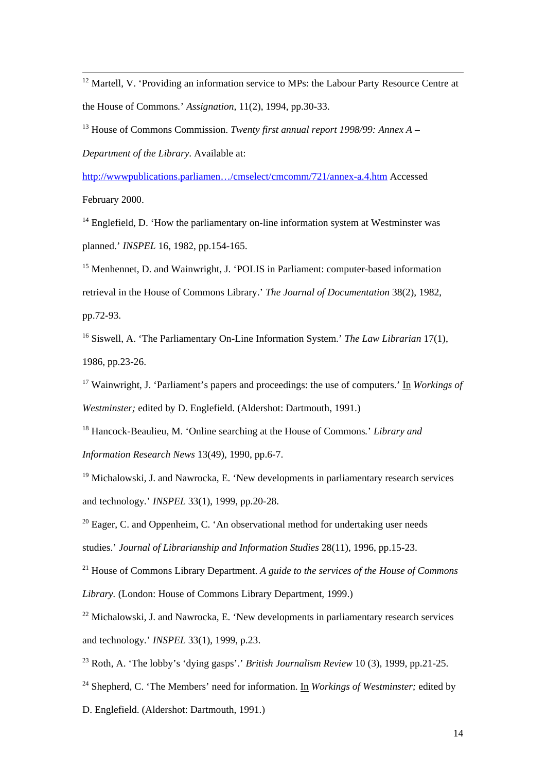[12] Martell, V. ‘Providing an information service to MPs: the Labour Party Resource Centre at the House of Commons.’ *Assignation,* 11(2), 1994, pp.30-33.

[13] House of Commons Commission. *Twenty first annual report 1998/99: Annex A – Department of the Library*. Available at: http://wwwpublications.parliamen…/cmselect/cmcomm/721/annex-a.4.htm Accessed February 2000.

[14] Englefield, D. ‘How the parliamentary on-line information system at Westminster was planned.’ *INSPEL* 16, 1982, pp.154-165.

[15] Menhennet, D. and Wainwright, J. ‘POLIS in Parliament: computer-based information retrieval in the House of Commons Library.’ *The Journal of Documentation* 38(2), 1982, pp.72-93.

[16] Siswell, A. ‘The Parliamentary On-Line Information System.’ *The Law Librarian* 17(1), 1986, pp.23-26.

[17] Wainwright, J. ‘Parliament’s papers and proceedings: the use of computers.’ In *Workings of Westminster;* edited by D. Englefield. (Aldershot: Dartmouth, 1991.)

[18] Hancock-Beaulieu, M. ‘Online searching at the House of Commons.’ *Library and Information Research News* 13(49), 1990, pp.6-7.

[19] Michalowski, J. and Nawrocka, E. ‘New developments in parliamentary research services and technology.’ *INSPEL* 33(1), 1999, pp.20-28.

[20] Eager, C. and Oppenheim, C. ‘An observational method for undertaking user needs studies.’ *Journal of Librarianship and Information Studies* 28(11), 1996, pp.15-23.

[21] House of Commons Library Department. *A guide to the services of the House of Commons Library.* (London: House of Commons Library Department, 1999.)

[22] Michalowski, J. and Nawrocka, E. ‘New developments in parliamentary research services and technology.’ *INSPEL* 33(1), 1999, p.23.

[23] Roth, A. ‘The lobby’s ‘dying gasps’.’ *British Journalism Review* 10 (3), 1999, pp.21-25.

[24] Shepherd, C. ‘The Members’ need for information. In *Workings of Westminster;* edited by D. Englefield. (Aldershot: Dartmouth, 1991.)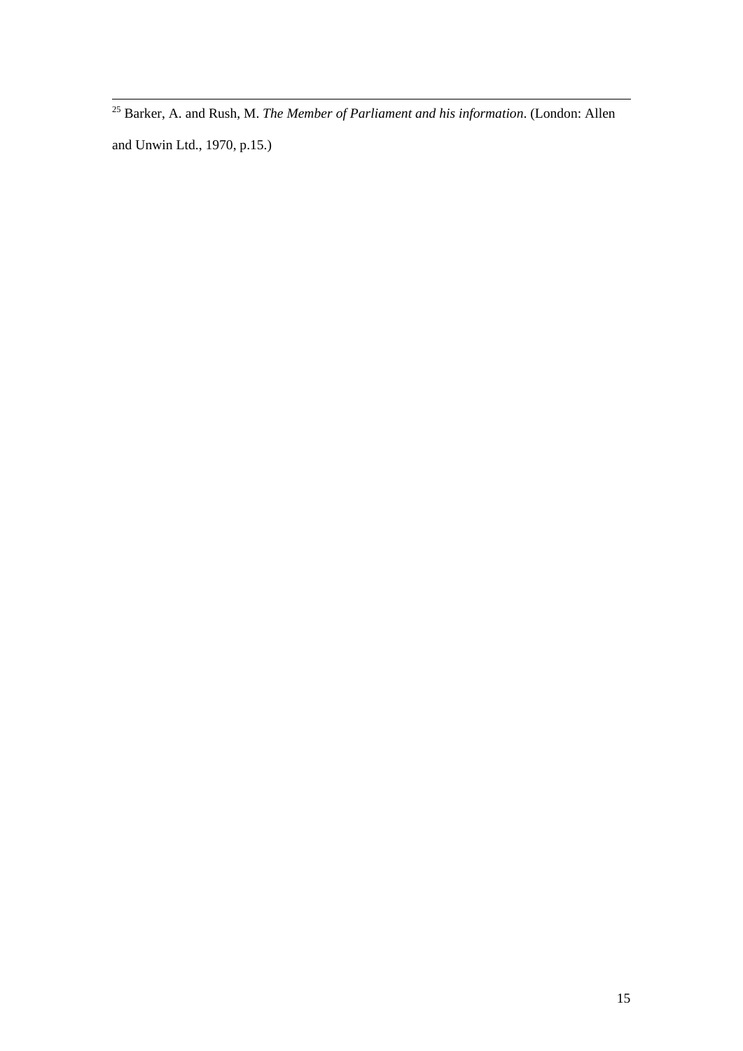[25] Barker, A. and Rush, M. *The Member of Parliament and his information*. (London: Allen and Unwin Ltd., 1970, p.15.)